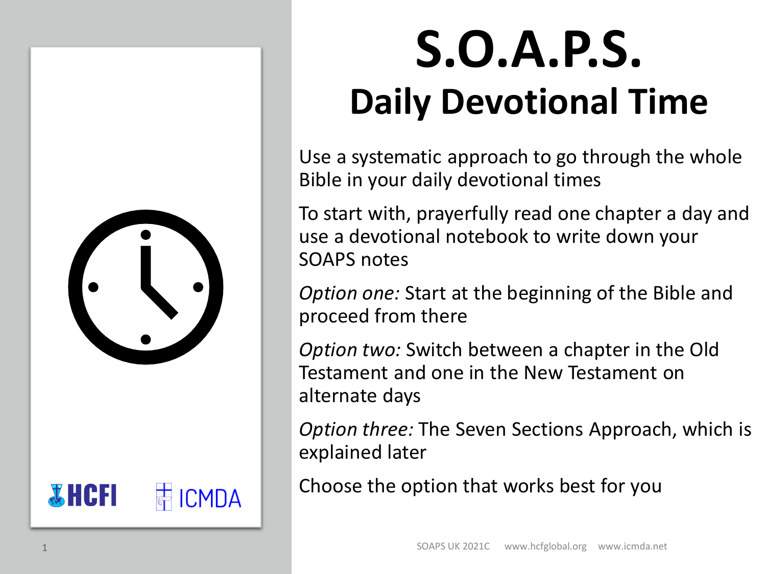HCFI ICMDA

# S.O.A.P.S.

## Daily Devotional Time

Use a systematic approach to go through the whole Bible in your daily devotional times

To start with, prayerfully read one chapter a day and use a devotional notebook to write down your SOAPS notes

*Option one:* Start at the beginning of the Bible and proceed from there

*Option two:* Switch between a chapter in the Old Testament and one in the New Testament on alternate days

*Option three:* The Seven Sections Approach, which is explained later

Choose the option that works best for you

SOAPS UK 2021C www.hcfglobal.org www.icmda.net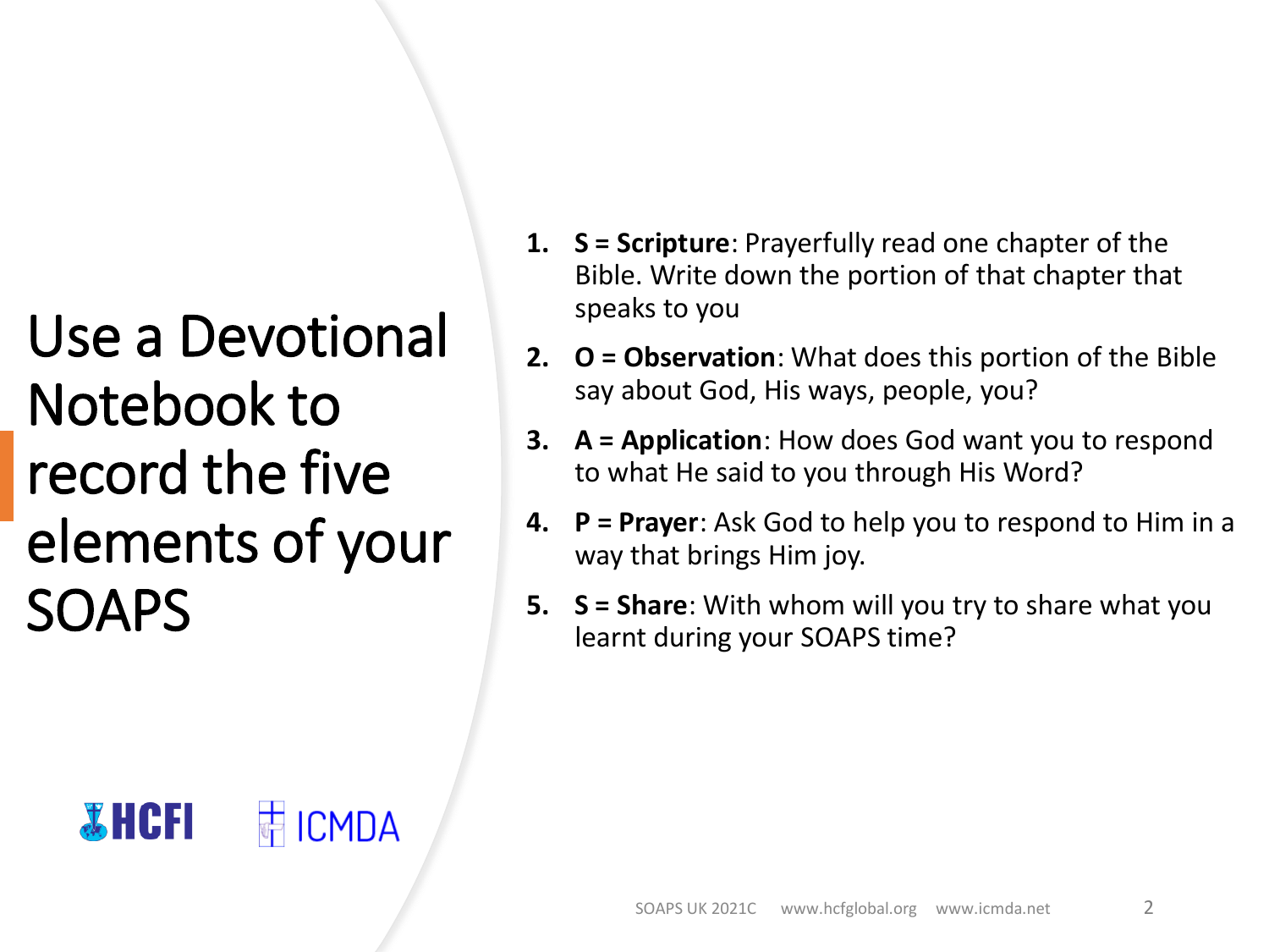# Use a Devotional Notebook to record the five elements of your SOAPS

1. **S = Scripture**: Prayerfully read one chapter of the Bible. Write down the portion of that chapter that speaks to you
2. **O = Observation**: What does this portion of the Bible say about God, His ways, people, you?
3. **A = Application**: How does God want you to respond to what He said to you through His Word?
4. **P = Prayer**: Ask God to help you to respond to Him in a way that brings Him joy.
5. **S = Share**: With whom will you try to share what you learnt during your SOAPS time?

HCFI ICMDA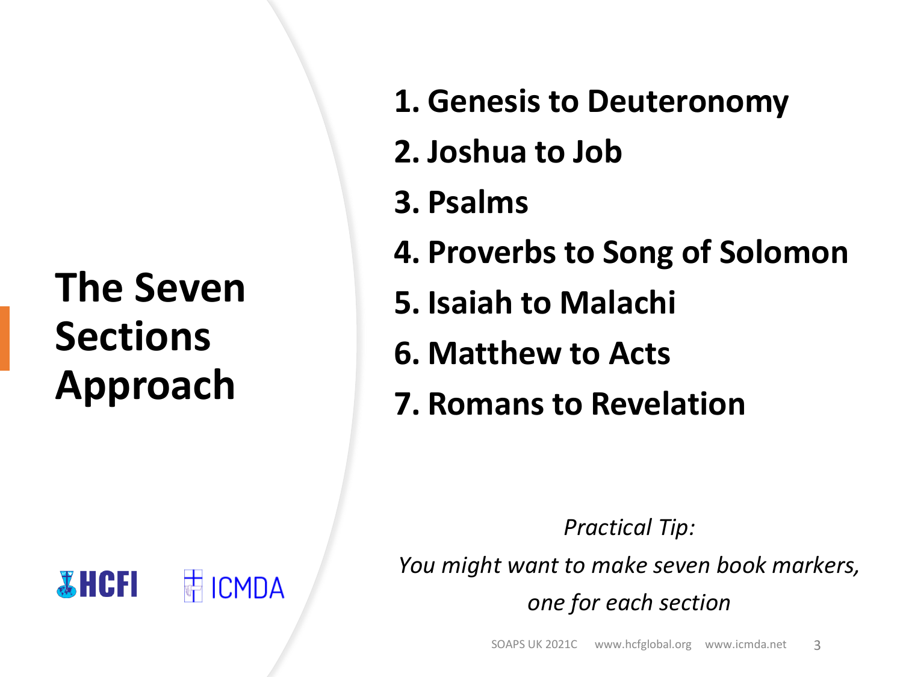# The Seven Sections Approach

1. Genesis to Deuteronomy
2. Joshua to Job
3. Psalms
4. Proverbs to Song of Solomon
5. Isaiah to Malachi
6. Matthew to Acts
7. Romans to Revelation

*Practical Tip:*

*You might want to make seven book markers, one for each section*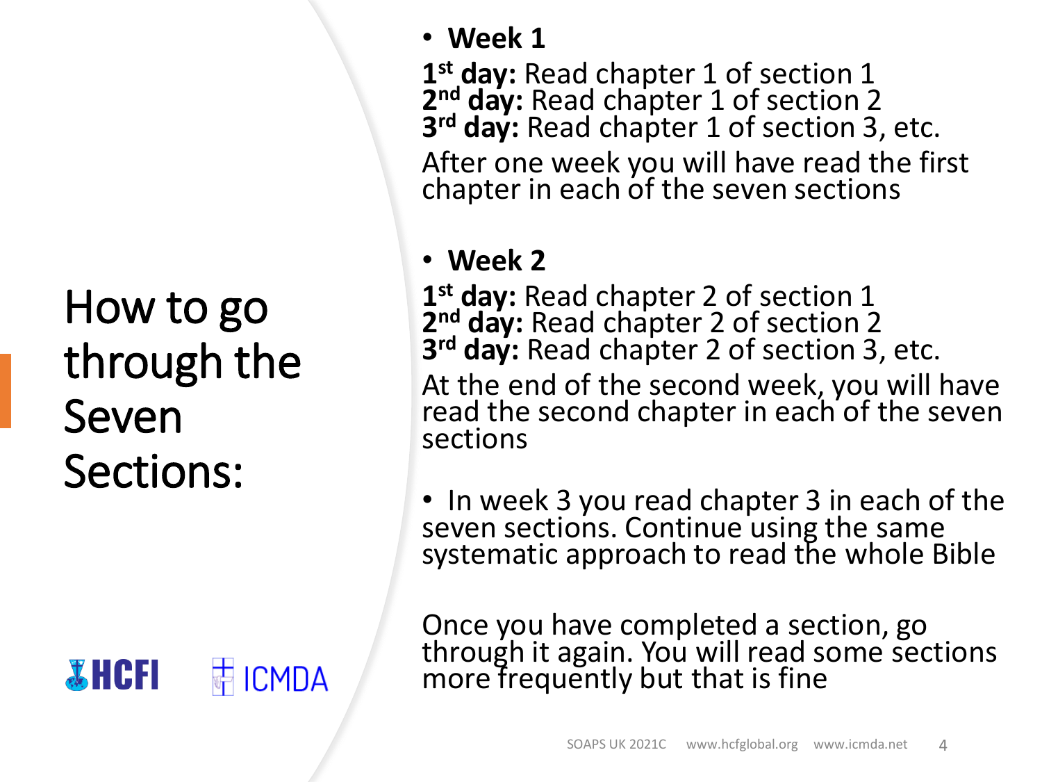# How to go through the Seven Sections:

- **Week 1**

**1st day:** Read chapter 1 of section 1
**2nd day:** Read chapter 1 of section 2
**3rd day:** Read chapter 1 of section 3, etc.

After one week you will have read the first chapter in each of the seven sections

- **Week 2**

**1st day:** Read chapter 2 of section 1
**2nd day:** Read chapter 2 of section 2
**3rd day:** Read chapter 2 of section 3, etc.

At the end of the second week, you will have read the second chapter in each of the seven sections

- In week 3 you read chapter 3 in each of the seven sections. Continue using the same systematic approach to read the whole Bible

Once you have completed a section, go through it again. You will read some sections more frequently but that is fine

HCFI ICMDA

SOAPS UK 2021C www.hcfglobal.org www.icmda.net